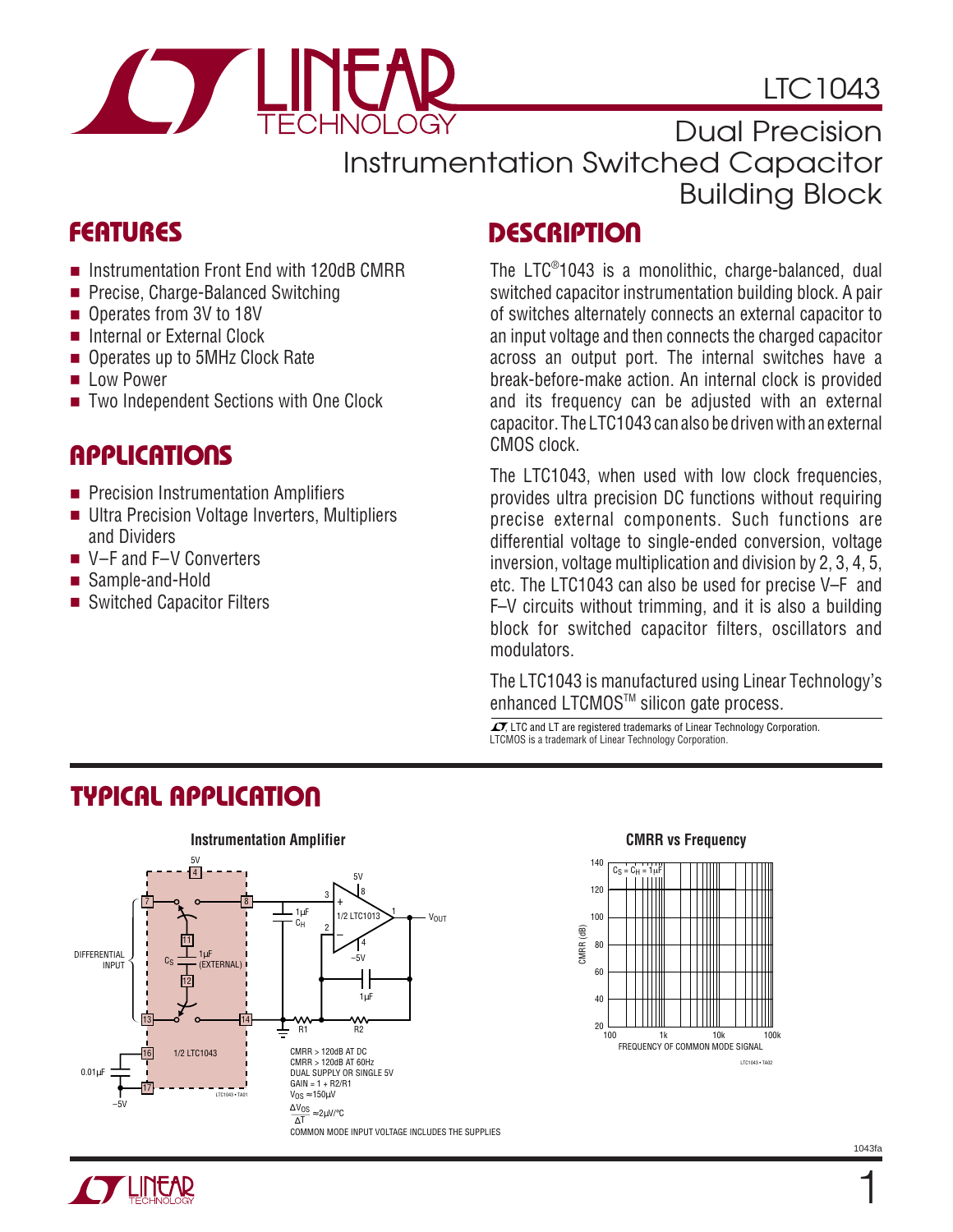# LTC1043

## Dual Precision Instrumentation Switched Capacitor Building Block

## FEATURES

- Instrumentation Front End with 120dB CMRR
- Precise, Charge-Balanced Switching
- Operates from 3V to 18V
- Internal or External Clock
- Operates up to 5MHz Clock Rate
- Low Power
- Two Independent Sections with One Clock

## APPLICATIONS

- Precision Instrumentation Amplifiers
- Ultra Precision Voltage Inverters, Multipliers and Dividers
- V–F and F–V Converters
- Sample-and-Hold
- Switched Capacitor Filters

## DESCRIPTION

The LTC®1043 is a monolithic, charge-balanced, dual switched capacitor instrumentation building block. A pair of switches alternately connects an external capacitor to an input voltage and then connects the charged capacitor across an output port. The internal switches have a break-before-make action. An internal clock is provided and its frequency can be adjusted with an external capacitor. The LTC1043 can also be driven with an external CMOS clock.

The LTC1043, when used with low clock frequencies, provides ultra precision DC functions without requiring precise external components. Such functions are differential voltage to single-ended conversion, voltage inversion, voltage multiplication and division by 2, 3, 4, 5, etc. The LTC1043 can also be used for precise V–F and F–V circuits without trimming, and it is also a building block for switched capacitor filters, oscillators and modulators.

The LTC1043 is manufactured using Linear Technology's enhanced LTCMOS™ silicon gate process.

LTC and LT are registered trademarks of Linear Technology Corporation. LTCMOS is a trademark of Linear Technology Corporation.

## TYPICAL APPLICATION

**Instrumentation Amplifier**

CMRR > 120dB AT DC
CMRR > 120dB AT 60Hz
DUAL SUPPLY OR SINGLE 5V
GAIN = 1 + R2/R1
$V_{OS} \approx 150\mu V$
$\frac{\Delta V_{OS}}{\Delta T} \approx 2\mu V/°C$
COMMON MODE INPUT VOLTAGE INCLUDES THE SUPPLIES

**CMRR vs Frequency**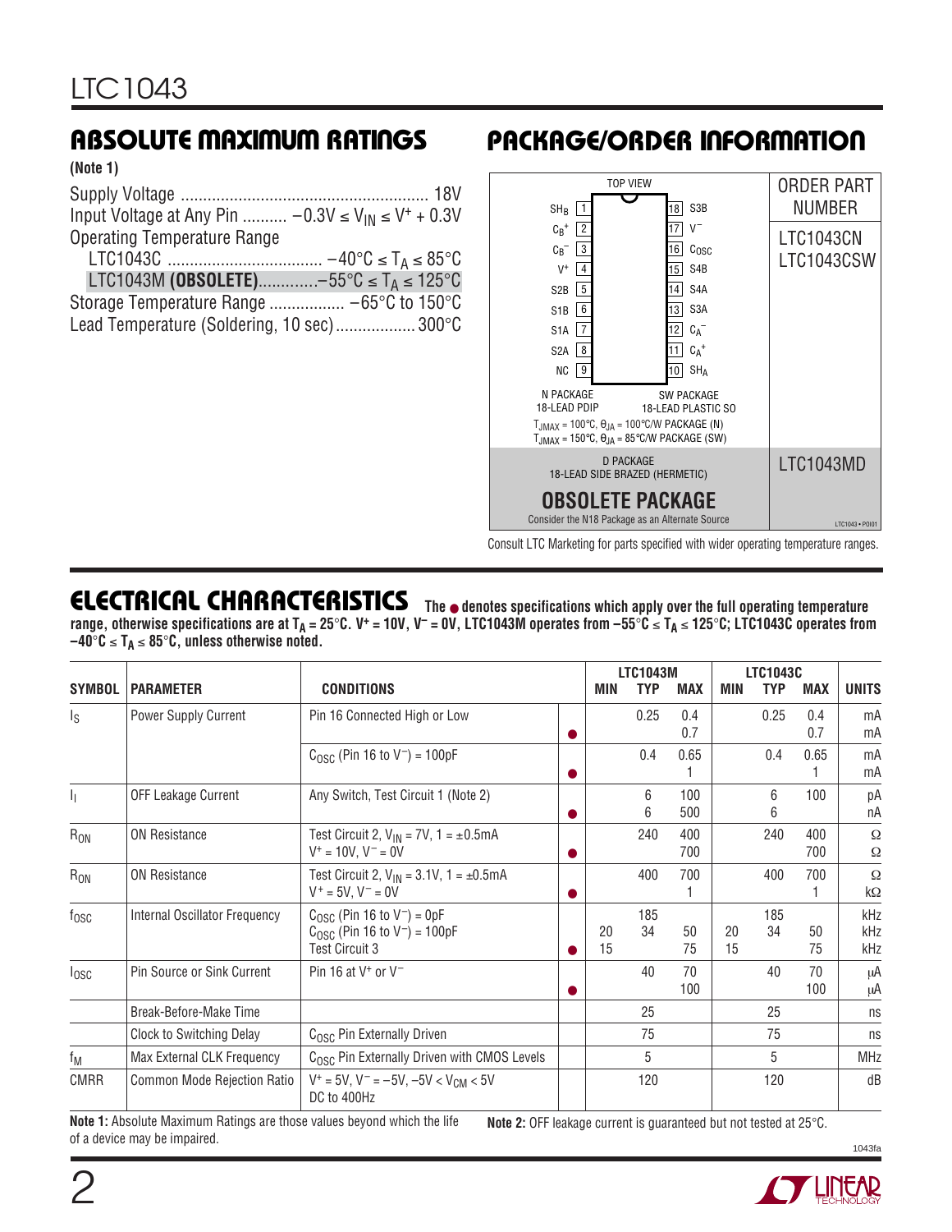## ABSOLUTE MAXIMUM RATINGS

**(Note 1)**

Supply Voltage ........................................................ 18V
Input Voltage at Any Pin .......... $-0.3V \le V_{IN} \le V^+ + 0.3V$
Operating Temperature Range
LTC1043C .................................. $-40°C \le T_A \le 85°C$
LTC1043M **(OBSOLETE)**............$-55°C \le T_A \le 125°C$
Storage Temperature Range ................. −65°C to 150°C
Lead Temperature (Soldering, 10 sec).................. 300°C

## PACKAGE/ORDER INFORMATION

TOP VIEW

| Pin | Name | Pin | Name |
|---|---|---|---|
| 1 | $SH_B$ | 18 | S3B |
| 2 | $C_B^+$ | 17 | $V^-$ |
| 3 | $C_B^-$ | 16 | $C_{OSC}$ |
| 4 | $V^+$ | 15 | S4B |
| 5 | S2B | 14 | S4A |
| 6 | S1B | 13 | S3A |
| 7 | S1A | 12 | $C_A^-$ |
| 8 | S2A | 11 | $C_A^+$ |
| 9 | NC | 10 | $SH_A$ |

N PACKAGE 18-LEAD PDIP
SW PACKAGE 18-LEAD PLASTIC SO

$T_{JMAX}$ = 100°C, $\theta_{JA}$ = 100°C/W PACKAGE (N)
$T_{JMAX}$ = 150°C, $\theta_{JA}$ = 85°C/W PACKAGE (SW)

ORDER PART NUMBER: LTC1043CN, LTC1043CSW

D PACKAGE 18-LEAD SIDE BRAZED (HERMETIC) — LTC1043MD

**OBSOLETE PACKAGE**
Consider the N18 Package as an Alternate Source

Consult LTC Marketing for parts specified with wider operating temperature ranges.

## ELECTRICAL CHARACTERISTICS

**The ● denotes specifications which apply over the full operating temperature range, otherwise specifications are at $T_A$ = 25°C. $V^+$ = 10V, $V^-$ = 0V, LTC1043M operates from $-55°C \le T_A \le 125°C$; LTC1043C operates from $-40°C \le T_A \le 85°C$, unless otherwise noted.**

| SYMBOL | PARAMETER | CONDITIONS | | LTC1043M MIN | LTC1043M TYP | LTC1043M MAX | LTC1043C MIN | LTC1043C TYP | LTC1043C MAX | UNITS |
|---|---|---|---|---|---|---|---|---|---|---|
| $I_S$ | Power Supply Current | Pin 16 Connected High or Low | | | 0.25 | 0.4 | | 0.25 | 0.4 | mA |
| | | | ● | | | 0.7 | | | 0.7 | mA |
| | | $C_{OSC}$ (Pin 16 to $V^-$) = 100pF | | | 0.4 | 0.65 | | 0.4 | 0.65 | mA |
| | | | ● | | | 1 | | | 1 | mA |
| $I_l$ | OFF Leakage Current | Any Switch, Test Circuit 1 (Note 2) | | | 6 | 100 | | 6 | 100 | pA |
| | | | ● | | 6 | 500 | | 6 | | nA |
| $R_{ON}$ | ON Resistance | Test Circuit 2, $V_{IN}$ = 7V, 1 = ±0.5mA $V^+$ = 10V, $V^-$ = 0V | | | 240 | 400 | | 240 | 400 | Ω |
| | | | ● | | | 700 | | | 700 | Ω |
| $R_{ON}$ | ON Resistance | Test Circuit 2, $V_{IN}$ = 3.1V, 1 = ±0.5mA $V^+$ = 5V, $V^-$ = 0V | | | 400 | 700 | | 400 | 700 | Ω |
| | | | ● | | | 1 | | | 1 | kΩ |
| $f_{OSC}$ | Internal Oscillator Frequency | $C_{OSC}$ (Pin 16 to $V^-$) = 0pF | | | 185 | | | 185 | | kHz |
| | | $C_{OSC}$ (Pin 16 to $V^-$) = 100pF | | 20 | 34 | 50 | 20 | 34 | 50 | kHz |
| | | Test Circuit 3 | ● | 15 | | 75 | 15 | | 75 | kHz |
| $I_{OSC}$ | Pin Source or Sink Current | Pin 16 at $V^+$ or $V^-$ | | | 40 | 70 | | 40 | 70 | μA |
| | | | ● | | | 100 | | | 100 | μA |
| | Break-Before-Make Time | | | | 25 | | | 25 | | ns |
| | Clock to Switching Delay | $C_{OSC}$ Pin Externally Driven | | | 75 | | | 75 | | ns |
| $f_M$ | Max External CLK Frequency | $C_{OSC}$ Pin Externally Driven with CMOS Levels | | | 5 | | | 5 | | MHz |
| CMRR | Common Mode Rejection Ratio | $V^+$ = 5V, $V^-$ = −5V, $-5V < V_{CM} < 5V$ DC to 400Hz | | | 120 | | | 120 | | dB |

**Note 1:** Absolute Maximum Ratings are those values beyond which the life of a device may be impaired.

**Note 2:** OFF leakage current is guaranteed but not tested at 25°C.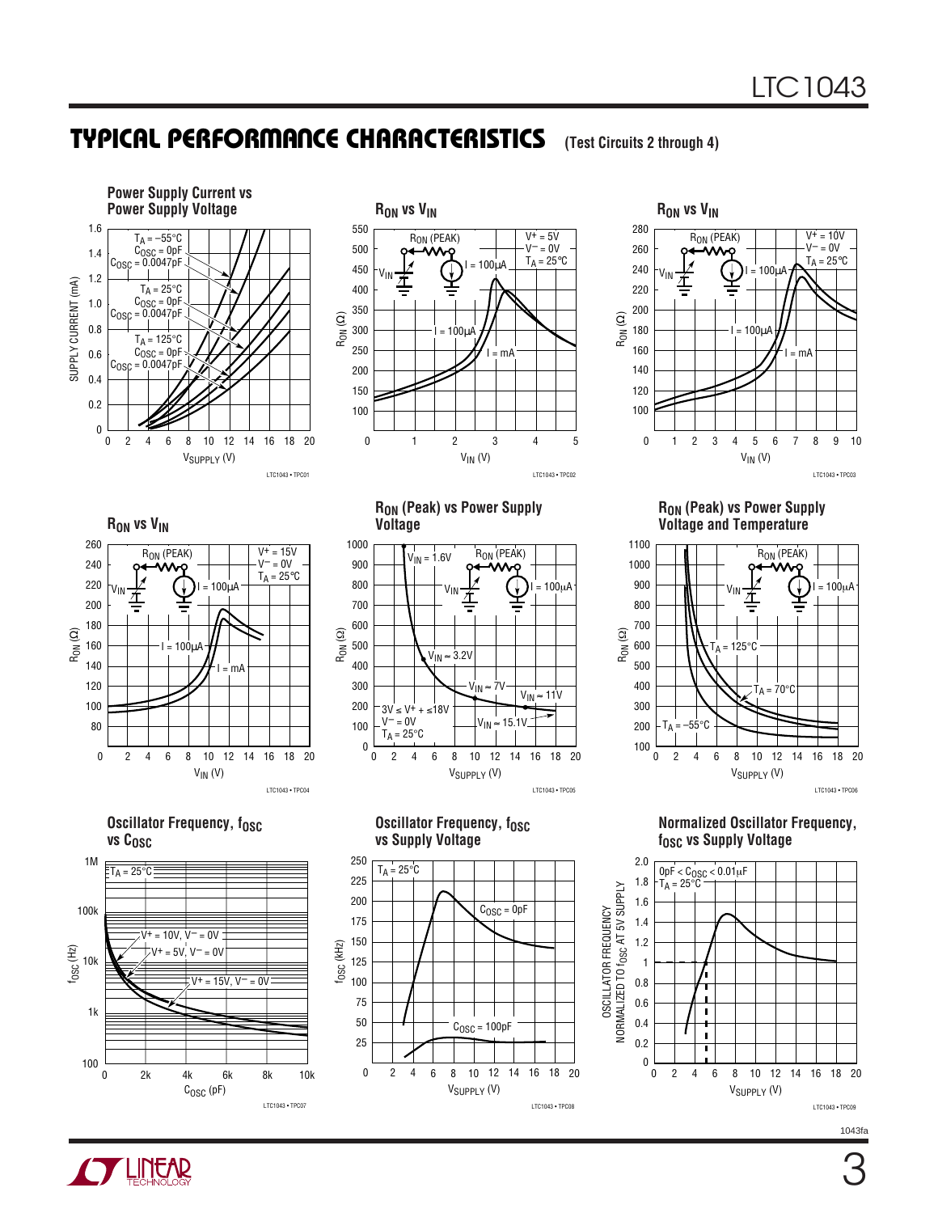## TYPICAL PERFORMANCE CHARACTERISTICS (Test Circuits 2 through 4)

**Power Supply Current vs Power Supply Voltage**

$T_A = -55°C$, $C_{OSC} = 0pF$, $C_{OSC} = 0.0047pF$
$T_A = 25°C$, $C_{OSC} = 0pF$, $C_{OSC} = 0.0047pF$
$T_A = 125°C$, $C_{OSC} = 0pF$, $C_{OSC} = 0.0047pF$

SUPPLY CURRENT (mA) vs $V_{SUPPLY}$ (V)

LTC1043 • TPC01

**$R_{ON}$ vs $V_{IN}$**

$V^+ = 5V$, $V^- = 0V$, $T_A = 25°C$

$R_{ON}$ (PEAK), I = 100µA, I = mA

$R_{ON}$ (Ω) vs $V_{IN}$ (V)

LTC1043 • TPC02

**$R_{ON}$ vs $V_{IN}$**

$V^+ = 10V$, $V^- = 0V$, $T_A = 25°C$

$R_{ON}$ (PEAK), I = 100µA, I = mA

$R_{ON}$ (Ω) vs $V_{IN}$ (V)

LTC1043 • TPC03

**$R_{ON}$ vs $V_{IN}$**

$V^+ = 15V$, $V^- = 0V$, $T_A = 25°C$

$R_{ON}$ (PEAK), I = 100µA, I = mA

$R_{ON}$ (Ω) vs $V_{IN}$ (V)

LTC1043 • TPC04

**$R_{ON}$ (Peak) vs Power Supply Voltage**

$V_{IN} = 1.6V$, $V_{IN} \approx 3.2V$, $V_{IN} \approx 7V$, $V_{IN} \approx 11V$, $V_{IN} \approx 15.1V$

$3V \le V^+ + \le 18V$, $V^- = 0V$, $T_A = 25°C$

$R_{ON}$ (PEAK), I = 100µA

$R_{ON}$ (Ω) vs $V_{SUPPLY}$ (V)

LTC1043 • TPC05

**$R_{ON}$ (Peak) vs Power Supply Voltage and Temperature**

$T_A = 125°C$, $T_A = 70°C$, $T_A = -55°C$

$R_{ON}$ (PEAK), I = 100µA

$R_{ON}$ (Ω) vs $V_{SUPPLY}$ (V)

LTC1043 • TPC06

**Oscillator Frequency, $f_{OSC}$ vs $C_{OSC}$**

$T_A = 25°C$

$V^+ = 10V$, $V^- = 0V$; $V^+ = 5V$, $V^- = 0V$; $V^+ = 15V$, $V^- = 0V$

$f_{OSC}$ (Hz) vs $C_{OSC}$ (pF)

LTC1043 • TPC07

**Oscillator Frequency, $f_{OSC}$ vs Supply Voltage**

$T_A = 25°C$

$C_{OSC} = 0pF$, $C_{OSC} = 100pF$

$f_{OSC}$ (kHz) vs $V_{SUPPLY}$ (V)

LTC1043 • TPC08

**Normalized Oscillator Frequency, $f_{OSC}$ vs Supply Voltage**

$0pF < C_{OSC} < 0.01\mu F$, $T_A = 25°C$

OSCILLATOR FREQUENCY NORMALIZED TO $f_{OSC}$ AT 5V SUPPLY vs $V_{SUPPLY}$ (V)

LTC1043 • TPC09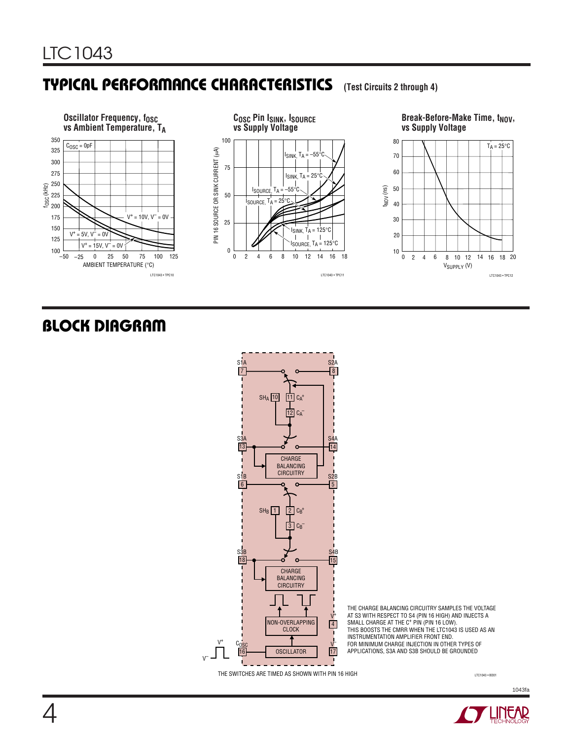## TYPICAL PERFORMANCE CHARACTERISTICS (Test Circuits 2 through 4)

**Oscillator Frequency, $f_{OSC}$ vs Ambient Temperature, $T_A$**

$C_{OSC}$ = 0pF

$V^+$ = 10V, $V^-$ = 0V

$V^+$ = 5V, $V^-$ = 0V

$V^+$ = 15V, $V^-$ = 0V

$f_{OSC}$ (kHz)

AMBIENT TEMPERATURE (°C)

LTC1043 • TPC10

**$C_{OSC}$ Pin $I_{SINK}$, $I_{SOURCE}$ vs Supply Voltage**

$I_{SINK}$, $T_A$ = –55°C

$I_{SINK}$, $T_A$ = 25°C

$I_{SOURCE}$, $T_A$ = –55°C

$I_{SOURCE}$, $T_A$ = 25°C

$I_{SINK}$, $T_A$ = 125°C

$I_{SOURCE}$, $T_A$ = 125°C

PIN 16 SOURCE OR SINK CURRENT (μA)

LTC1043 • TPC11

**Break-Before-Make Time, $t_{NOV}$, vs Supply Voltage**

$T_A$ = 25°C

$t_{NOV}$ (ns)

$V_{SUPPLY}$ (V)

LTC1043 • TPC12

## BLOCK DIAGRAM

THE CHARGE BALANCING CIRCUITRY SAMPLES THE VOLTAGE AT S3 WITH RESPECT TO S4 (PIN 16 HIGH) AND INJECTS A SMALL CHARGE AT THE C⁺ PIN (PIN 16 LOW). THIS BOOSTS THE CMRR WHEN THE LTC1043 IS USED AS AN INSTRUMENTATION AMPLIFIER FRONT END. FOR MINIMUM CHARGE INJECTION IN OTHER TYPES OF APPLICATIONS, S3A AND S3B SHOULD BE GROUNDED

THE SWITCHES ARE TIMED AS SHOWN WITH PIN 16 HIGH

LTC1043 • BD01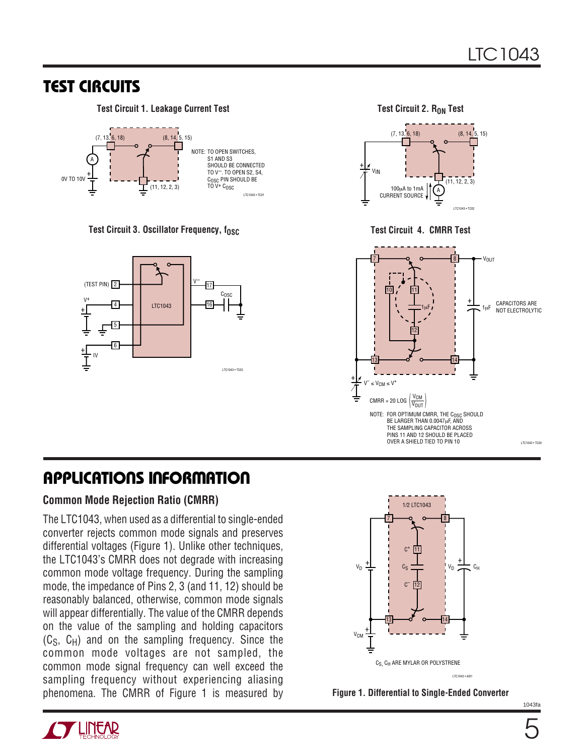## TEST CIRCUITS

**Test Circuit 1. Leakage Current Test**

(7, 13, 6, 18) (8, 14, 5, 15)

0V TO 10V

(11, 12, 2, 3)

NOTE: TO OPEN SWITCHES, S1 AND S3 SHOULD BE CONNECTED TO $V^-$. TO OPEN S2, S4, $C_{OSC}$ PIN SHOULD BE TO $V^+$ $C_{OSC}$

**Test Circuit 2. $R_{ON}$ Test**

(7, 13, 6, 18) (8, 14, 5, 15)

$V_{IN}$

100µA to 1mA CURRENT SOURCE

(11, 12, 2, 3)

**Test Circuit 3. Oscillator Frequency, $f_{OSC}$**

(TEST PIN) 2, $V^+$ 4, 5, 6 IV, LTC1043, $V^-$ 17, 16 $C_{OSC}$

**Test Circuit 4. CMRR Test**

$V_{OUT}$, 1µF, CAPACITORS ARE NOT ELECTROLYTIC

$V^- \le V_{CM} \le V^+$

$$CMRR = 20\ LOG\left(\frac{V_{CM}}{V_{OUT}}\right)$$

NOTE: FOR OPTIMUM CMRR, THE $C_{OSC}$ SHOULD BE LARGER THAN 0.0047µF, AND THE SAMPLING CAPACITOR ACROSS PINS 11 AND 12 SHOULD BE PLACED OVER A SHIELD TIED TO PIN 10

## APPLICATIONS INFORMATION

### Common Mode Rejection Ratio (CMRR)

The LTC1043, when used as a differential to single-ended converter rejects common mode signals and preserves differential voltages (Figure 1). Unlike other techniques, the LTC1043's CMRR does not degrade with increasing common mode voltage frequency. During the sampling mode, the impedance of Pins 2, 3 (and 11, 12) should be reasonably balanced, otherwise, common mode signals will appear differentially. The value of the CMRR depends on the value of the sampling and holding capacitors ($C_S$, $C_H$) and on the sampling frequency. Since the common mode voltages are not sampled, the common mode signal frequency can well exceed the sampling frequency without experiencing aliasing phenomena. The CMRR of Figure 1 is measured by

1/2 LTC1043

$C_S$, $C_H$ ARE MYLAR OR POLYSTRENE

**Figure 1. Differential to Single-Ended Converter**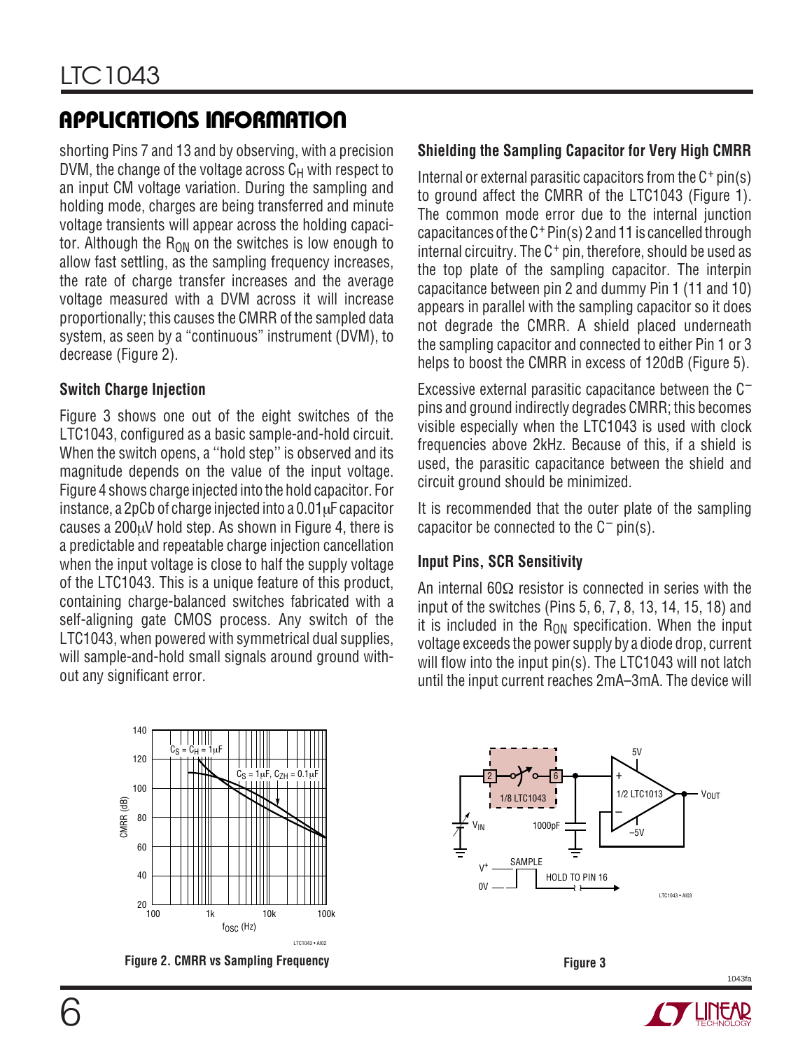## APPLICATIONS INFORMATION

shorting Pins 7 and 13 and by observing, with a precision DVM, the change of the voltage across $C_H$ with respect to an input CM voltage variation. During the sampling and holding mode, charges are being transferred and minute voltage transients will appear across the holding capacitor. Although the $R_{ON}$ on the switches is low enough to allow fast settling, as the sampling frequency increases, the rate of charge transfer increases and the average voltage measured with a DVM across it will increase proportionally; this causes the CMRR of the sampled data system, as seen by a "continuous" instrument (DVM), to decrease (Figure 2).

### Switch Charge Injection

Figure 3 shows one out of the eight switches of the LTC1043, configured as a basic sample-and-hold circuit. When the switch opens, a "hold step" is observed and its magnitude depends on the value of the input voltage. Figure 4 shows charge injected into the hold capacitor. For instance, a 2pCb of charge injected into a 0.01μF capacitor causes a 200μV hold step. As shown in Figure 4, there is a predictable and repeatable charge injection cancellation when the input voltage is close to half the supply voltage of the LTC1043. This is a unique feature of this product, containing charge-balanced switches fabricated with a self-aligning gate CMOS process. Any switch of the LTC1043, when powered with symmetrical dual supplies, will sample-and-hold small signals around ground without any significant error.

### Shielding the Sampling Capacitor for Very High CMRR

Internal or external parasitic capacitors from the $C^+$ pin(s) to ground affect the CMRR of the LTC1043 (Figure 1). The common mode error due to the internal junction capacitances of the $C^+$ Pin(s) 2 and 11 is cancelled through internal circuitry. The $C^+$ pin, therefore, should be used as the top plate of the sampling capacitor. The interpin capacitance between pin 2 and dummy Pin 1 (11 and 10) appears in parallel with the sampling capacitor so it does not degrade the CMRR. A shield placed underneath the sampling capacitor and connected to either Pin 1 or 3 helps to boost the CMRR in excess of 120dB (Figure 5).

Excessive external parasitic capacitance between the $C^-$ pins and ground indirectly degrades CMRR; this becomes visible especially when the LTC1043 is used with clock frequencies above 2kHz. Because of this, if a shield is used, the parasitic capacitance between the shield and circuit ground should be minimized.

It is recommended that the outer plate of the sampling capacitor be connected to the $C^-$ pin(s).

### Input Pins, SCR Sensitivity

An internal 60Ω resistor is connected in series with the input of the switches (Pins 5, 6, 7, 8, 13, 14, 15, 18) and it is included in the $R_{ON}$ specification. When the input voltage exceeds the power supply by a diode drop, current will flow into the input pin(s). The LTC1043 will not latch until the input current reaches 2mA–3mA. The device will

**Figure 2. CMRR vs Sampling Frequency**

**Figure 3**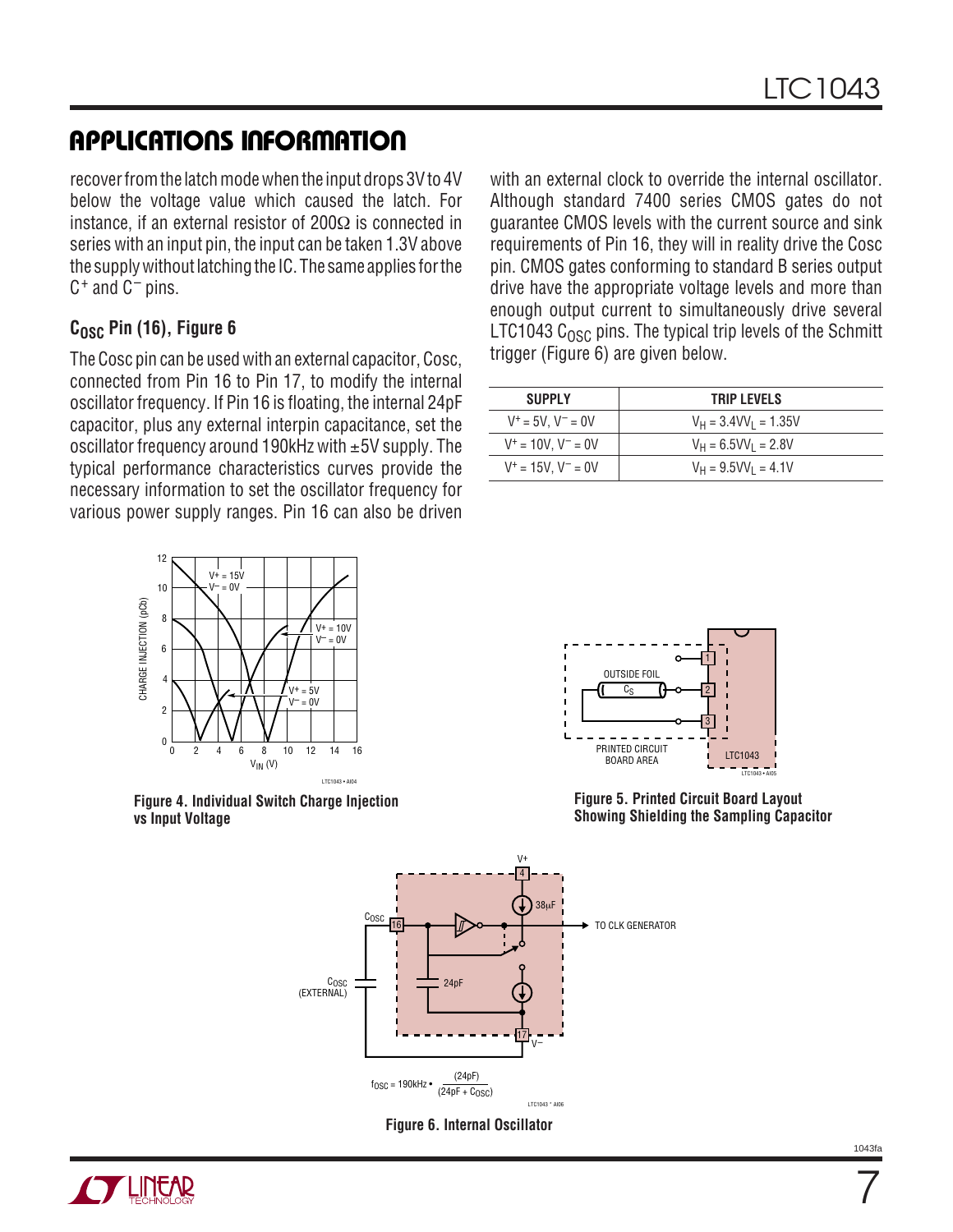## APPLICATIONS INFORMATION

recover from the latch mode when the input drops 3V to 4V below the voltage value which caused the latch. For instance, if an external resistor of 200Ω is connected in series with an input pin, the input can be taken 1.3V above the supply without latching the IC. The same applies for the $C^+$ and $C^-$ pins.

### $C_{OSC}$ Pin (16), Figure 6

The Cosc pin can be used with an external capacitor, Cosc, connected from Pin 16 to Pin 17, to modify the internal oscillator frequency. If Pin 16 is floating, the internal 24pF capacitor, plus any external interpin capacitance, set the oscillator frequency around 190kHz with ±5V supply. The typical performance characteristics curves provide the necessary information to set the oscillator frequency for various power supply ranges. Pin 16 can also be driven with an external clock to override the internal oscillator. Although standard 7400 series CMOS gates do not guarantee CMOS levels with the current source and sink requirements of Pin 16, they will in reality drive the Cosc pin. CMOS gates conforming to standard B series output drive have the appropriate voltage levels and more than enough output current to simultaneously drive several LTC1043 $C_{OSC}$ pins. The typical trip levels of the Schmitt trigger (Figure 6) are given below.

| SUPPLY | TRIP LEVELS |
|---|---|
| $V^+ = 5V$, $V^- = 0V$ | $V_H = 3.4V$, $V_L = 1.35V$ |
| $V^+ = 10V$, $V^- = 0V$ | $V_H = 6.5V$, $V_L = 2.8V$ |
| $V^+ = 15V$, $V^- = 0V$ | $V_H = 9.5V$, $V_L = 4.1V$ |

**Figure 4. Individual Switch Charge Injection vs Input Voltage**

**Figure 5. Printed Circuit Board Layout Showing Shielding the Sampling Capacitor**

$$f_{OSC} = 190kHz \cdot \frac{(24pF)}{(24pF + C_{OSC})}$$

**Figure 6. Internal Oscillator**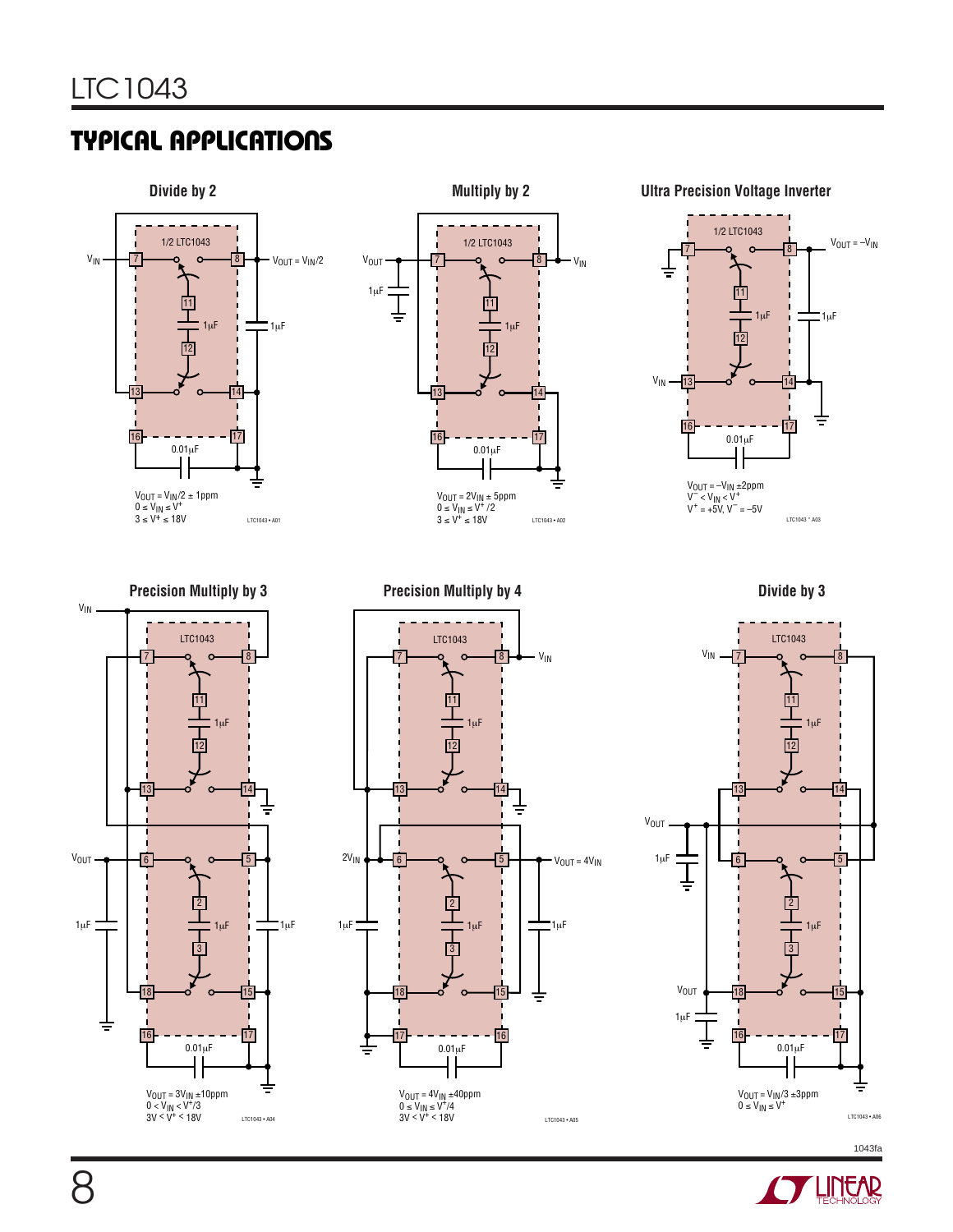## TYPICAL APPLICATIONS

**Divide by 2**

$V_{OUT} = V_{IN}/2 \pm 1ppm$
$0 \le V_{IN} \le V^+$
$3 \le V^+ \le 18V$

LTC1043 • A01

**Multiply by 2**

$V_{OUT} = 2V_{IN} \pm 5ppm$
$0 \le V_{IN} \le V^+/2$
$3 \le V^+ \le 18V$

LTC1043 • A02

**Ultra Precision Voltage Inverter**

$V_{OUT} = -V_{IN} \pm 2ppm$
$V^- < V_{IN} < V^+$
$V^+ = +5V, V^- = -5V$

LTC1043 • A03

**Precision Multiply by 3**

$V_{OUT} = 3V_{IN} \pm 10ppm$
$0 < V_{IN} < V^+/3$
$3V < V^+ < 18V$

LTC1043 • A04

**Precision Multiply by 4**

$V_{OUT} = 4V_{IN} \pm 40ppm$
$0 \le V_{IN} \le V^+/4$
$3V < V^+ < 18V$

LTC1043 • A05

**Divide by 3**

$V_{OUT} = V_{IN}/3 \pm 3ppm$
$0 \le V_{IN} \le V^+$

LTC1043 • A06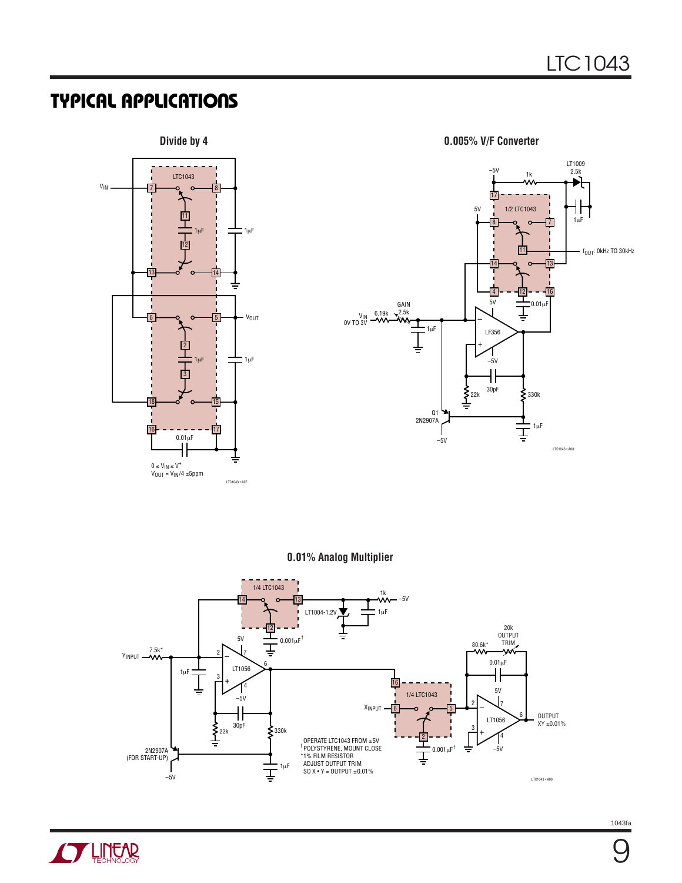## TYPICAL APPLICATIONS

**Divide by 4**

LTC1043

$V_{IN}$

1µF

1µF

$V_{OUT}$

1µF

1µF

0.01µF

$0 \le V_{IN} \le V^+$
$V_{OUT} = V_{IN}/4 \pm 5ppm$

LTC1043 • A07

**0.005% V/F Converter**

–5V

1k

LT1009 2.5k

1µF

5V

1/2 LTC1043

$f_{OUT}$: 0kHz TO 30kHz

5V

0.01µF

GAIN 2.5k

$V_{IN}$ 0V TO 3V

6.19k

1µF

LF356

–5V

30pF

22k

330k

Q1 2N2907A

1µF

–5V

LTC1043 • A08

**0.01% Analog Multiplier**

1/4 LTC1043

1k

–5V

LT1004-1.2V

1µF

20k OUTPUT TRIM

80.6k*

0.001µF†

5V

$Y_{INPUT}$

7.5k*

1µF

LT1056

0.01µF

–5V

5V

1/4 LTC1043

$X_{INPUT}$

LT1056

OUTPUT XY ±0.01%

30pF

22k

330k

–5V

2N2907A (FOR START-UP)

–5V

1µF

OPERATE LTC1043 FROM ±5V
† POLYSTYRENE, MOUNT CLOSE
*1% FILM RESISTOR
ADJUST OUTPUT TRIM
SO X • Y = OUTPUT ±0.01%

0.001µF†

LTC1043 • A09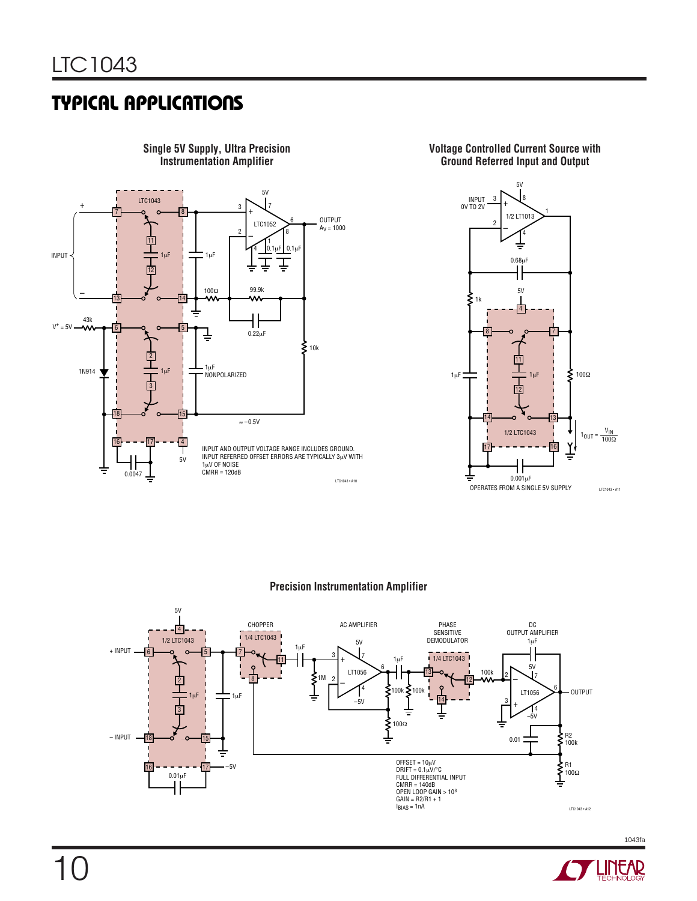## TYPICAL APPLICATIONS

**Single 5V Supply, Ultra Precision Instrumentation Amplifier**

INPUT AND OUTPUT VOLTAGE RANGE INCLUDES GROUND.
INPUT REFERRED OFFSET ERRORS ARE TYPICALLY 3μV WITH 1μV OF NOISE
CMRR ≈ 120dB

**Voltage Controlled Current Source with Ground Referred Input and Output**

$I_{OUT} = \frac{V_{IN}}{100\Omega}$

OPERATES FROM A SINGLE 5V SUPPLY

**Precision Instrumentation Amplifier**

OFFSET = 10μV
DRIFT = 0.1μV/°C
FULL DIFFERENTIAL INPUT
CMRR = 140dB
OPEN LOOP GAIN > $10^8$
GAIN = R2/R1 + 1
$I_{BIAS}$ = 1nA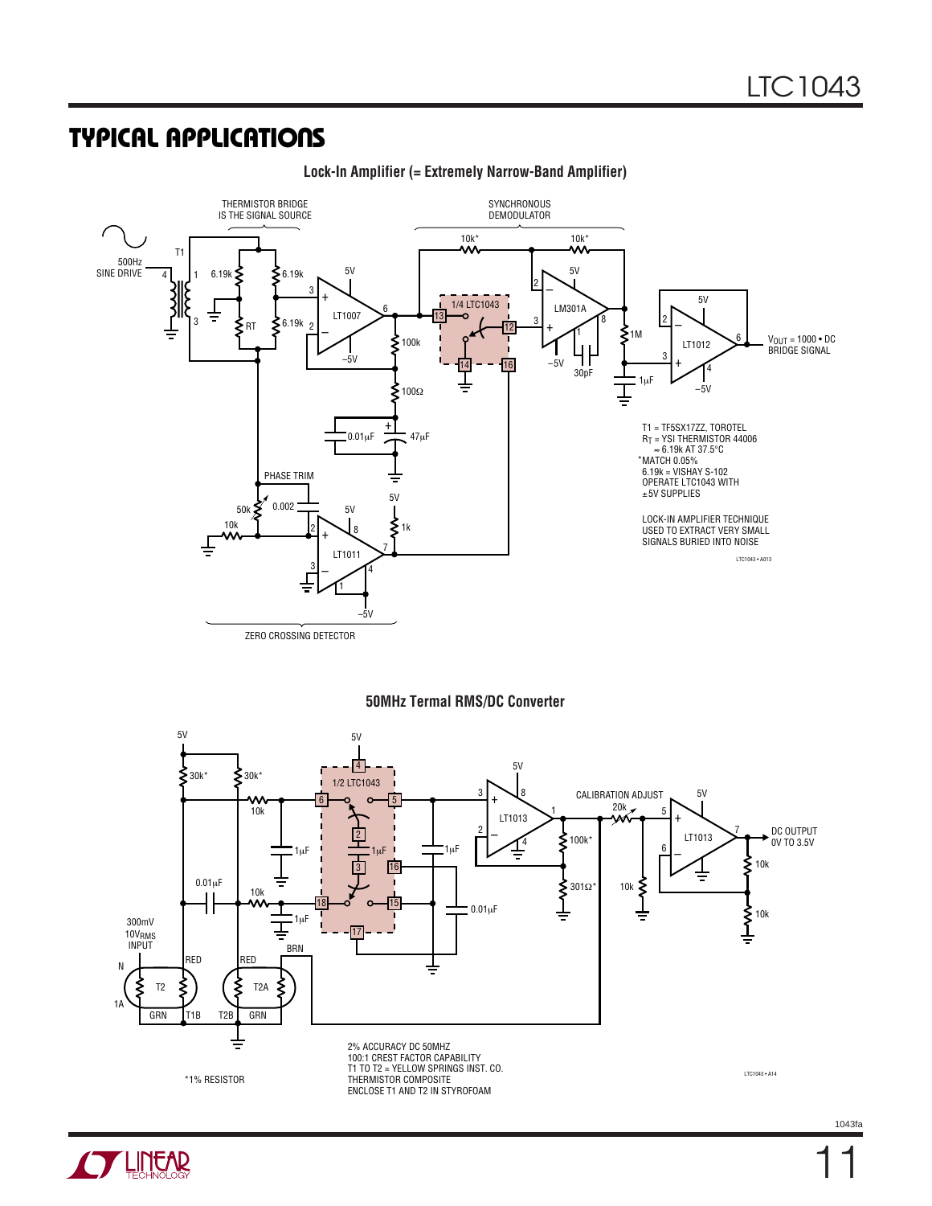## TYPICAL APPLICATIONS

**Lock-In Amplifier (= Extremely Narrow-Band Amplifier)**

THERMISTOR BRIDGE IS THE SIGNAL SOURCE

SYNCHRONOUS DEMODULATOR

ZERO CROSSING DETECTOR

500Hz SINE DRIVE

$V_{OUT}$ = 1000 • DC BRIDGE SIGNAL

T1 = TF5SX17ZZ, TOROTEL
$R_T$ = YSI THERMISTOR 44006
≈ 6.19k AT 37.5°C
*MATCH 0.05%
6.19k = VISHAY S-102
OPERATE LTC1043 WITH ±5V SUPPLIES

LOCK-IN AMPLIFIER TECHNIQUE USED TO EXTRACT VERY SMALL SIGNALS BURIED INTO NOISE

LTC1043 • A013

**50MHz Termal RMS/DC Converter**

300mV
$10V_{RMS}$
INPUT

CALIBRATION ADJUST

DC OUTPUT
0V TO 3.5V

2% ACCURACY DC 50MHZ
100:1 CREST FACTOR CAPABILITY
T1 TO T2 = YELLOW SPRINGS INST. CO.
THERMISTOR COMPOSITE
ENCLOSE T1 AND T2 IN STYROFOAM

*1% RESISTOR

LTC1043 • A14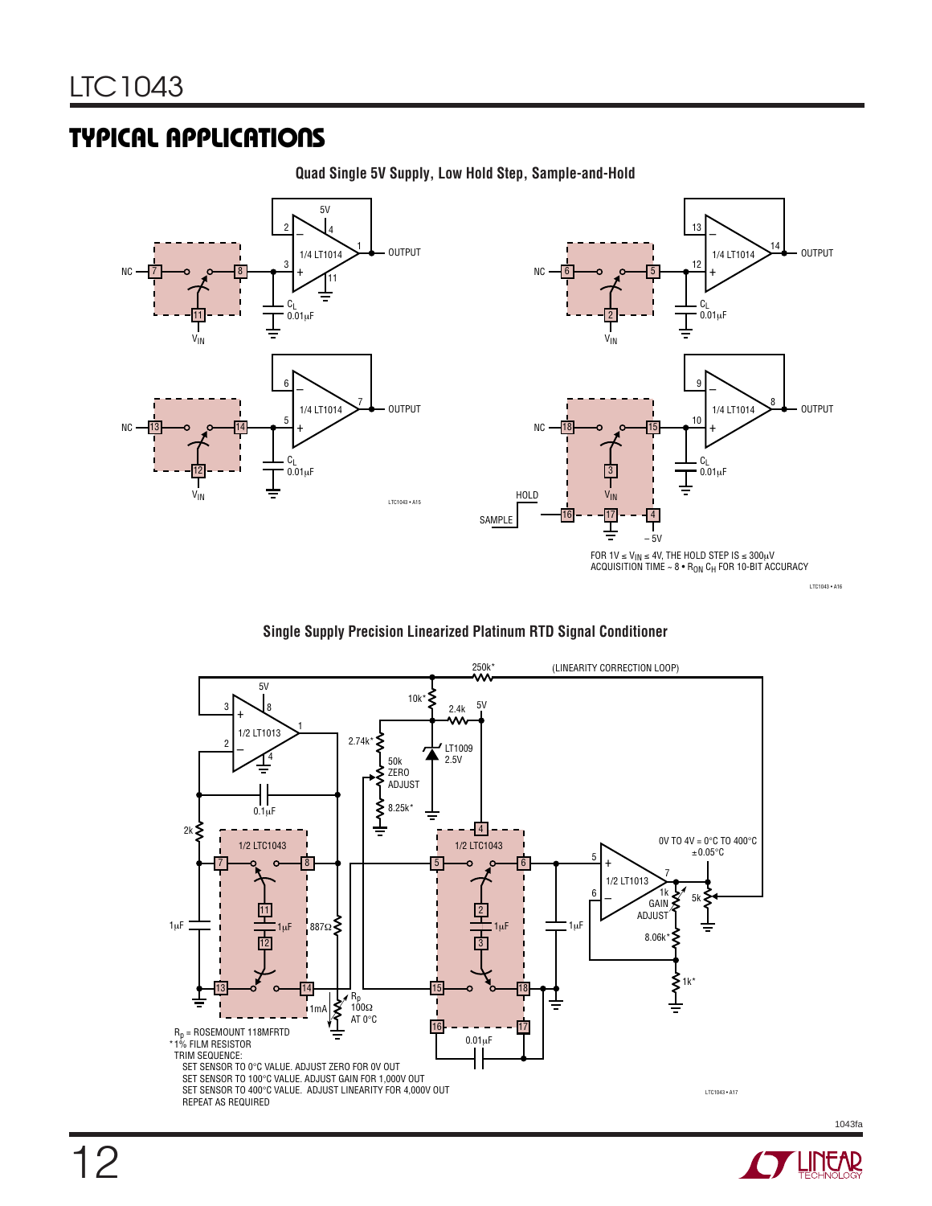## TYPICAL APPLICATIONS

**Quad Single 5V Supply, Low Hold Step, Sample-and-Hold**

FOR 1V ≤ $V_{IN}$ ≤ 4V, THE HOLD STEP IS ≤ 300μV
ACQUISITION TIME ~ 8 • $R_{ON}$ $C_H$ FOR 10-BIT ACCURACY

**Single Supply Precision Linearized Platinum RTD Signal Conditioner**

$R_p$ = ROSEMOUNT 118MFRTD
*1% FILM RESISTOR
TRIM SEQUENCE:
SET SENSOR TO 0°C VALUE. ADJUST ZERO FOR 0V OUT
SET SENSOR TO 100°C VALUE. ADJUST GAIN FOR 1,000V OUT
SET SENSOR TO 400°C VALUE. ADJUST LINEARITY FOR 4,000V OUT
REPEAT AS REQUIRED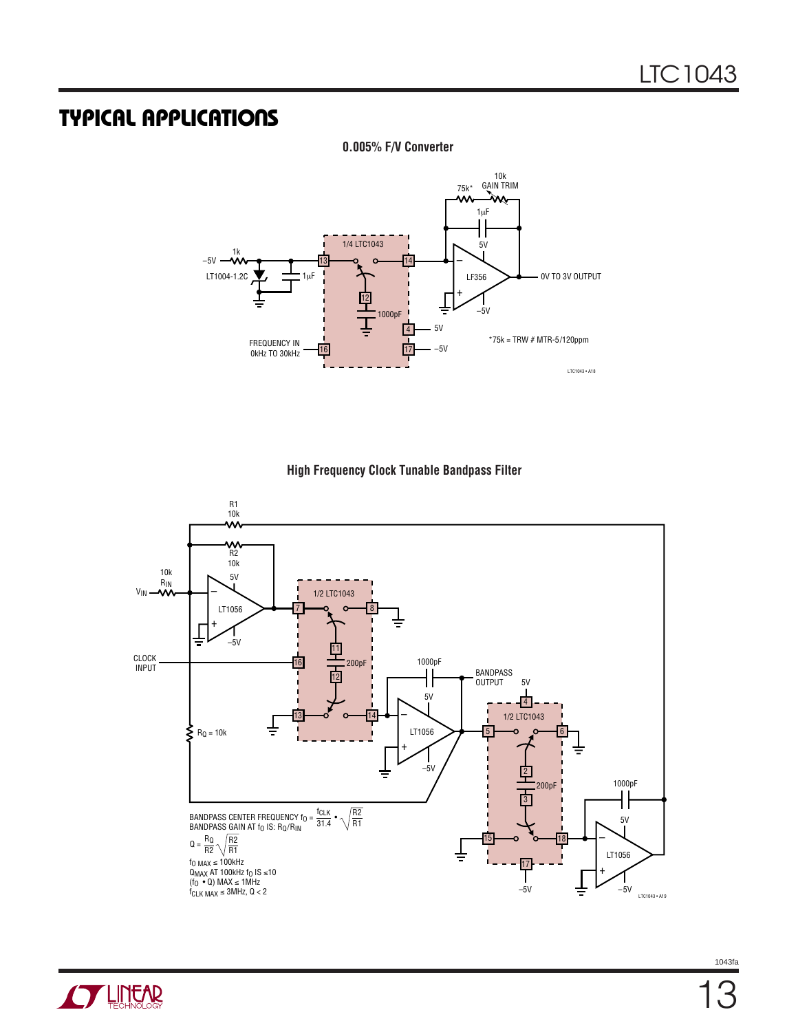## TYPICAL APPLICATIONS

**0.005% F/V Converter**

–5V, 1k, LT1004-1.2C, 1µF, 1/4 LTC1043, 13, 14, 12, 1000pF, 4, 5V, 17, –5V, 16, FREQUENCY IN 0kHz TO 30kHz, 75k*, 10k GAIN TRIM, 1µF, 5V, LF356, –5V, 0V TO 3V OUTPUT

*75k = TRW # MTR-5/120ppm

**High Frequency Clock Tunable Bandpass Filter**

R1 10k, R2 10k, $R_{IN}$ 10k, $V_{IN}$, 5V, LT1056, –5V, 1/2 LTC1043, 7, 8, 11, 200pF, 12, 16, CLOCK INPUT, 13, 14, 1000pF, 5V, LT1056, –5V, BANDPASS OUTPUT, 5V, 4, 1/2 LTC1043, 5, 6, 2, 200pF, 3, 15, 18, 17, –5V, 1000pF, 5V, LT1056, –5V, $R_Q$ = 10k

BANDPASS CENTER FREQUENCY $f_O = \frac{f_{CLK}}{31.4} \cdot \sqrt{\frac{R2}{R1}}$

BANDPASS GAIN AT $f_O$ IS: $R_Q/R_{IN}$

$Q = \frac{R_Q}{R2}\sqrt{\frac{R2}{R1}}$

$f_{O\ MAX} \le 100kHz$

$Q_{MAX}$ AT 100kHz $f_O$ IS $\le 10$

$(f_O \cdot Q)$ MAX $\le$ 1MHz

$f_{CLK\ MAX} \le 3MHz$, $Q < 2$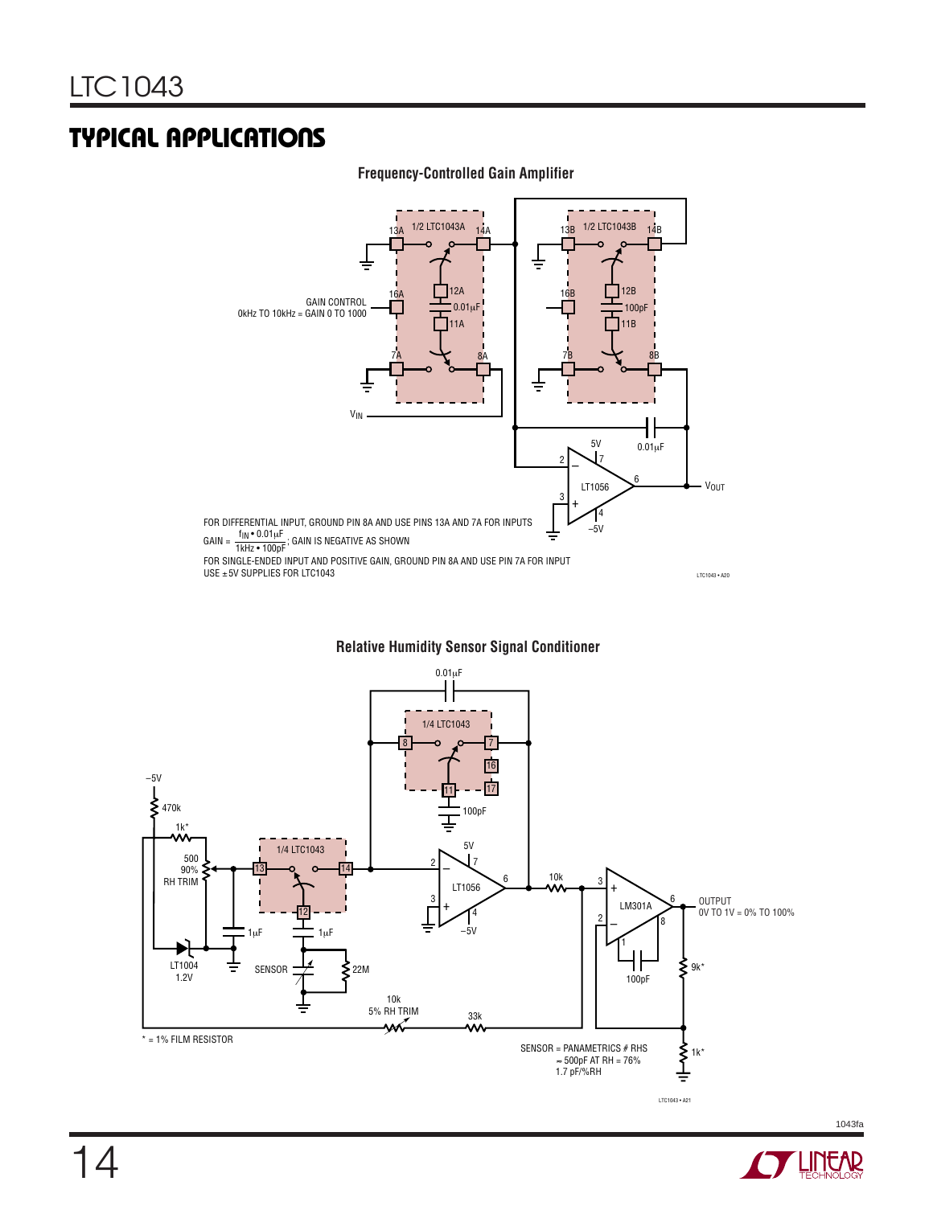## TYPICAL APPLICATIONS

**Frequency-Controlled Gain Amplifier**

1/2 LTC1043A, 1/2 LTC1043B, LT1056

GAIN CONTROL
0kHz TO 10kHz = GAIN 0 TO 1000

FOR DIFFERENTIAL INPUT, GROUND PIN 8A AND USE PINS 13A AND 7A FOR INPUTS

$$\text{GAIN} = \frac{f_{IN} \bullet 0.01\mu F}{1kHz \bullet 100pF}$$; GAIN IS NEGATIVE AS SHOWN

FOR SINGLE-ENDED INPUT AND POSITIVE GAIN, GROUND PIN 8A AND USE PIN 7A FOR INPUT

USE ±5V SUPPLIES FOR LTC1043

**Relative Humidity Sensor Signal Conditioner**

1/4 LTC1043, LT1056, LM301A, LT1004 1.2V

OUTPUT
0V TO 1V = 0% TO 100%

\* = 1% FILM RESISTOR

SENSOR = PANAMETRICS # RHS
≈ 500pF AT RH = 76%
1.7 pF/%RH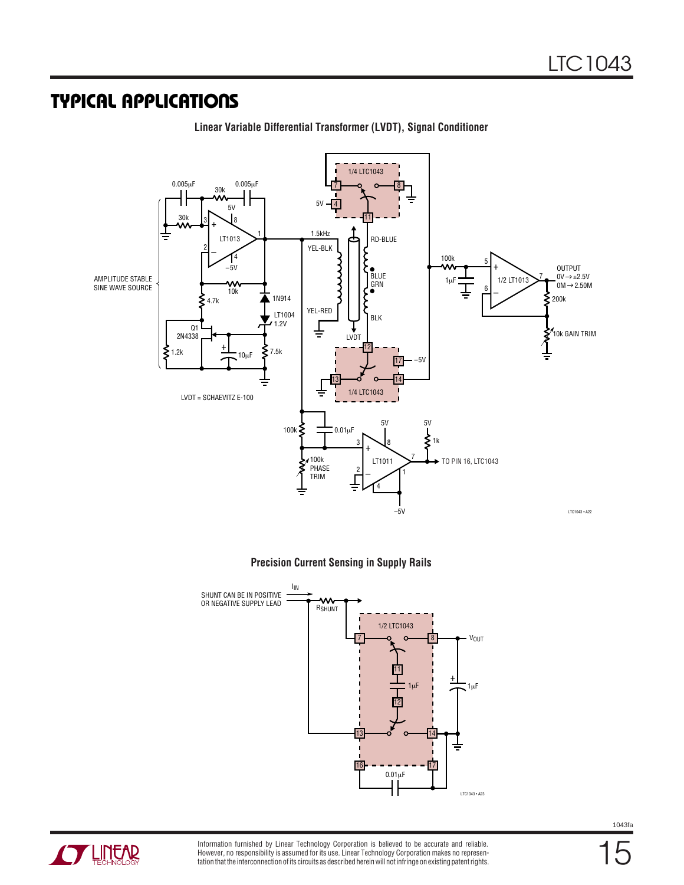## TYPICAL APPLICATIONS

**Linear Variable Differential Transformer (LVDT), Signal Conditioner**

AMPLITUDE STABLE SINE WAVE SOURCE

0.005μF 30k 0.005μF 30k 5V 3 8 LT1013 2 4 −5V 1 10k 4.7k 1N914 LT1004 1.2V Q1 2N4338 10μF 7.5k 1.2k

LVDT = SCHAEVITZ E-100

1/4 LTC1043 7 8 5V 4 11 1.5kHz YEL-BLK RD-BLUE BLUE GRN YEL-RED BLK LVDT 12 17 −5V 13 14 1/4 LTC1043

100k 1μF 5 6 1/2 LT1013 7 OUTPUT 0V → ±2.5V 0M → 2.50M 200k 10k GAIN TRIM

100k 0.01μF 100k PHASE TRIM 3 2 LT1011 8 4 5V 5V 1k 7 1 −5V TO PIN 16, LTC1043

LTC1043 • A22

**Precision Current Sensing in Supply Rails**

SHUNT CAN BE IN POSITIVE OR NEGATIVE SUPPLY LEAD

$I_{IN}$ $R_{SHUNT}$

1/2 LTC1043 7 8 $V_{OUT}$ 11 1μF 12 1μF 13 14 16 17 0.01μF

LTC1043 • A23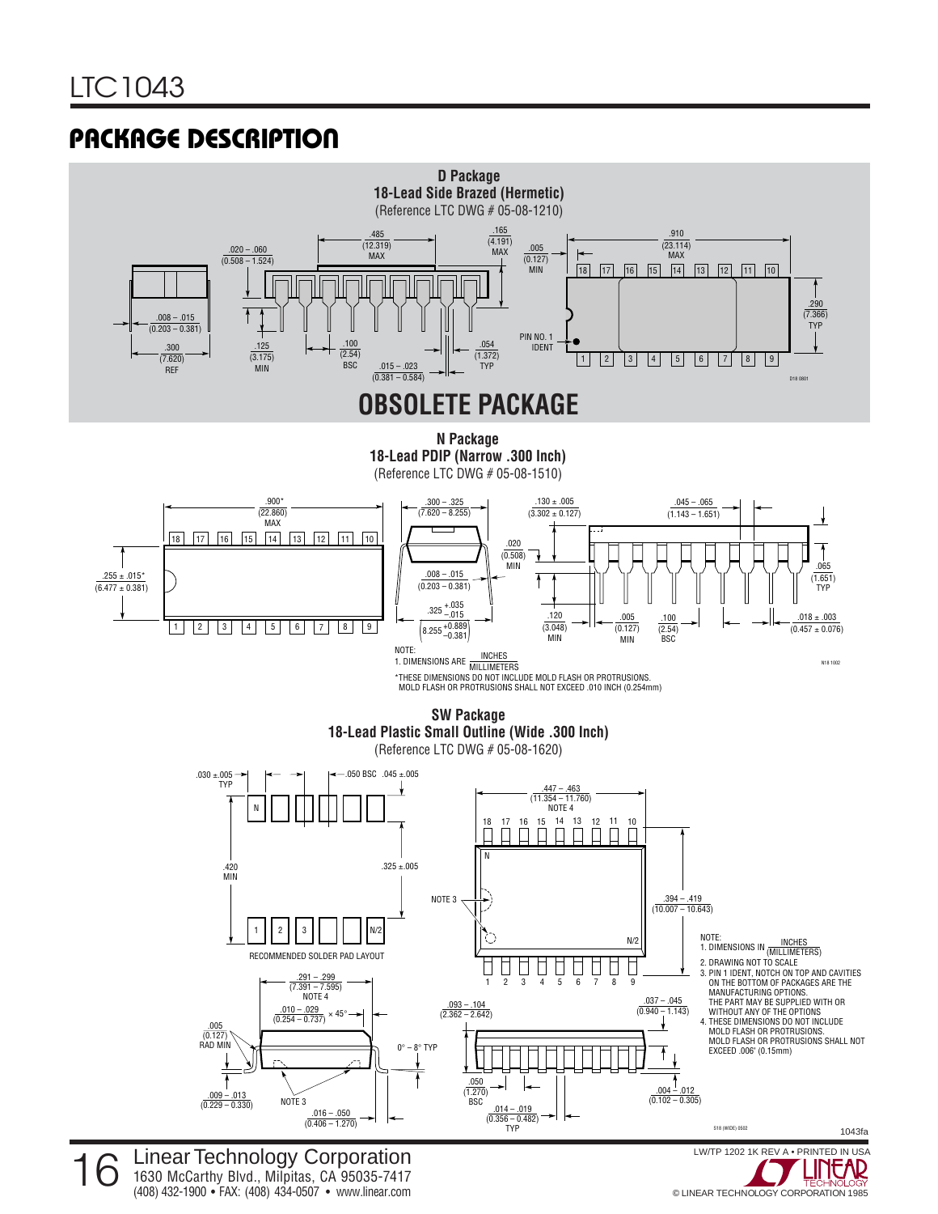## PACKAGE DESCRIPTION

**D Package**
**18-Lead Side Brazed (Hermetic)**
(Reference LTC DWG # 05-08-1210)

.020 – .060
(0.508 – 1.524)

.485
(12.319)
MAX

.165
(4.191)
MAX

.005
(0.127)
MIN

.910
(23.114)
MAX

.008 – .015
(0.203 – 0.381)

.300
(7.620)
REF

.125
(3.175)
MIN

.100
(2.54)
BSC

.015 – .023
(0.381 – 0.584)

.054
(1.372)
TYP

PIN NO. 1
IDENT

.290
(7.366)
TYP

D18 0801

**OBSOLETE PACKAGE**

**N Package**
**18-Lead PDIP (Narrow .300 Inch)**
(Reference LTC DWG # 05-08-1510)

.900*
(22.860)
MAX

.255 ± .015*
(6.477 ± 0.381)

.300 – .325
(7.620 – 8.255)

.008 – .015
(0.203 – 0.381)

.325 +.035 / –.015
(8.255 +0.889 / –0.381)

.020
(0.508)
MIN

.130 ± .005
(3.302 ± 0.127)

.045 – .065
(1.143 – 1.651)

.065
(1.651)
TYP

.120
(3.048)
MIN

.005
(0.127)
MIN

.100
(2.54)
BSC

.018 ± .003
(0.457 ± 0.076)

NOTE:
1. DIMENSIONS ARE INCHES / MILLIMETERS

*THESE DIMENSIONS DO NOT INCLUDE MOLD FLASH OR PROTRUSIONS.
MOLD FLASH OR PROTRUSIONS SHALL NOT EXCEED .010 INCH (0.254mm)

N18 1002

**SW Package**
**18-Lead Plastic Small Outline (Wide .300 Inch)**
(Reference LTC DWG # 05-08-1620)

.030 ±.005
TYP

.050 BSC .045 ±.005

.420
MIN

.325 ±.005

RECOMMENDED SOLDER PAD LAYOUT

.447 – .463
(11.354 – 11.760)
NOTE 4

NOTE 3

.394 – .419
(10.007 – 10.643)

.291 – .299
(7.391 – 7.595)
NOTE 4

.010 – .029
(0.254 – 0.737) × 45°

.005
(0.127)
RAD MIN

0° – 8° TYP

.009 – .013
(0.229 – 0.330)

NOTE 3

.016 – .050
(0.406 – 1.270)

.093 – .104
(2.362 – 2.642)

.037 – .045
(0.940 – 1.143)

.050
(1.270)
BSC

.014 – .019
(0.356 – 0.482)
TYP

.004 – .012
(0.102 – 0.305)

NOTE:
1. DIMENSIONS IN INCHES / (MILLIMETERS)
2. DRAWING NOT TO SCALE
3. PIN 1 IDENT, NOTCH ON TOP AND CAVITIES ON THE BOTTOM OF PACKAGES ARE THE MANUFACTURING OPTIONS. THE PART MAY BE SUPPLIED WITH OR WITHOUT ANY OF THE OPTIONS
4. THESE DIMENSIONS DO NOT INCLUDE MOLD FLASH OR PROTRUSIONS. MOLD FLASH OR PROTRUSIONS SHALL NOT EXCEED .006" (0.15mm)

S18 (WIDE) 0502

1043fa

Linear Technology Corporation
1630 McCarthy Blvd., Milpitas, CA 95035-7417
(408) 432-1900 • FAX: (408) 434-0507 • www.linear.com

LW/TP 1202 1K REV A • PRINTED IN USA
© LINEAR TECHNOLOGY CORPORATION 1985